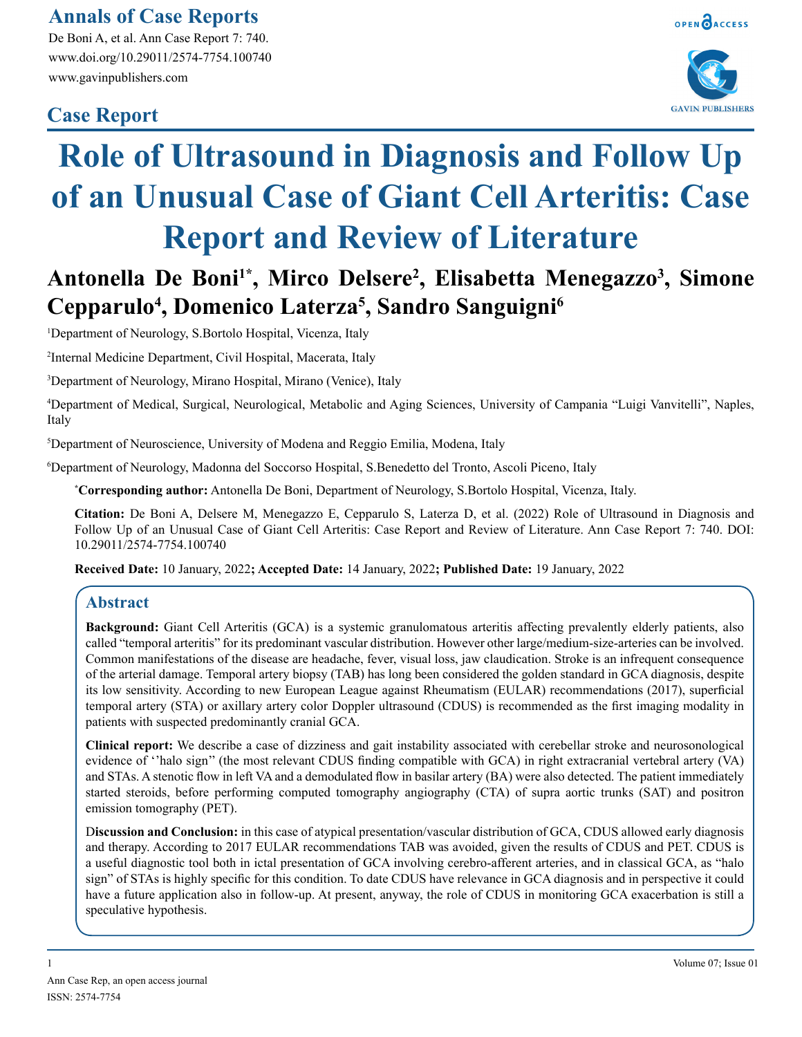Case Report

# Role of Ultrasound in Diagnosis and Follow Up of an Unusual Case of Giant Cell Arteritis: Case Report and Review of Literature

**Antonella De Boni[1*], Mirco Delsere[2], Elisabetta Menegazzo[3], Simone Cepparulo[4], Domenico Laterza[5], Sandro Sanguigni[6]**

[1]Department of Neurology, S.Bortolo Hospital, Vicenza, Italy

[2]Internal Medicine Department, Civil Hospital, Macerata, Italy

[3]Department of Neurology, Mirano Hospital, Mirano (Venice), Italy

[4]Department of Medical, Surgical, Neurological, Metabolic and Aging Sciences, University of Campania "Luigi Vanvitelli", Naples, Italy

[5]Department of Neuroscience, University of Modena and Reggio Emilia, Modena, Italy

[6]Department of Neurology, Madonna del Soccorso Hospital, S.Benedetto del Tronto, Ascoli Piceno, Italy

**[*]Corresponding author:** Antonella De Boni, Department of Neurology, S.Bortolo Hospital, Vicenza, Italy.

**Citation:** De Boni A, Delsere M, Menegazzo E, Cepparulo S, Laterza D, et al. (2022) Role of Ultrasound in Diagnosis and Follow Up of an Unusual Case of Giant Cell Arteritis: Case Report and Review of Literature. Ann Case Report 7: 740. DOI: 10.29011/2574-7754.100740

**Received Date:** 10 January, 2022**; Accepted Date:** 14 January, 2022**; Published Date:** 19 January, 2022

## Abstract

**Background:** Giant Cell Arteritis (GCA) is a systemic granulomatous arteritis affecting prevalently elderly patients, also called "temporal arteritis" for its predominant vascular distribution. However other large/medium-size-arteries can be involved. Common manifestations of the disease are headache, fever, visual loss, jaw claudication. Stroke is an infrequent consequence of the arterial damage. Temporal artery biopsy (TAB) has long been considered the golden standard in GCA diagnosis, despite its low sensitivity. According to new European League against Rheumatism (EULAR) recommendations (2017), superficial temporal artery (STA) or axillary artery color Doppler ultrasound (CDUS) is recommended as the first imaging modality in patients with suspected predominantly cranial GCA.

**Clinical report:** We describe a case of dizziness and gait instability associated with cerebellar stroke and neurosonological evidence of ''halo sign" (the most relevant CDUS finding compatible with GCA) in right extracranial vertebral artery (VA) and STAs. A stenotic flow in left VA and a demodulated flow in basilar artery (BA) were also detected. The patient immediately started steroids, before performing computed tomography angiography (CTA) of supra aortic trunks (SAT) and positron emission tomography (PET).

**Discussion and Conclusion:** in this case of atypical presentation/vascular distribution of GCA, CDUS allowed early diagnosis and therapy. According to 2017 EULAR recommendations TAB was avoided, given the results of CDUS and PET. CDUS is a useful diagnostic tool both in ictal presentation of GCA involving cerebro-afferent arteries, and in classical GCA, as "halo sign" of STAs is highly specific for this condition. To date CDUS have relevance in GCA diagnosis and in perspective it could have a future application also in follow-up. At present, anyway, the role of CDUS in monitoring GCA exacerbation is still a speculative hypothesis.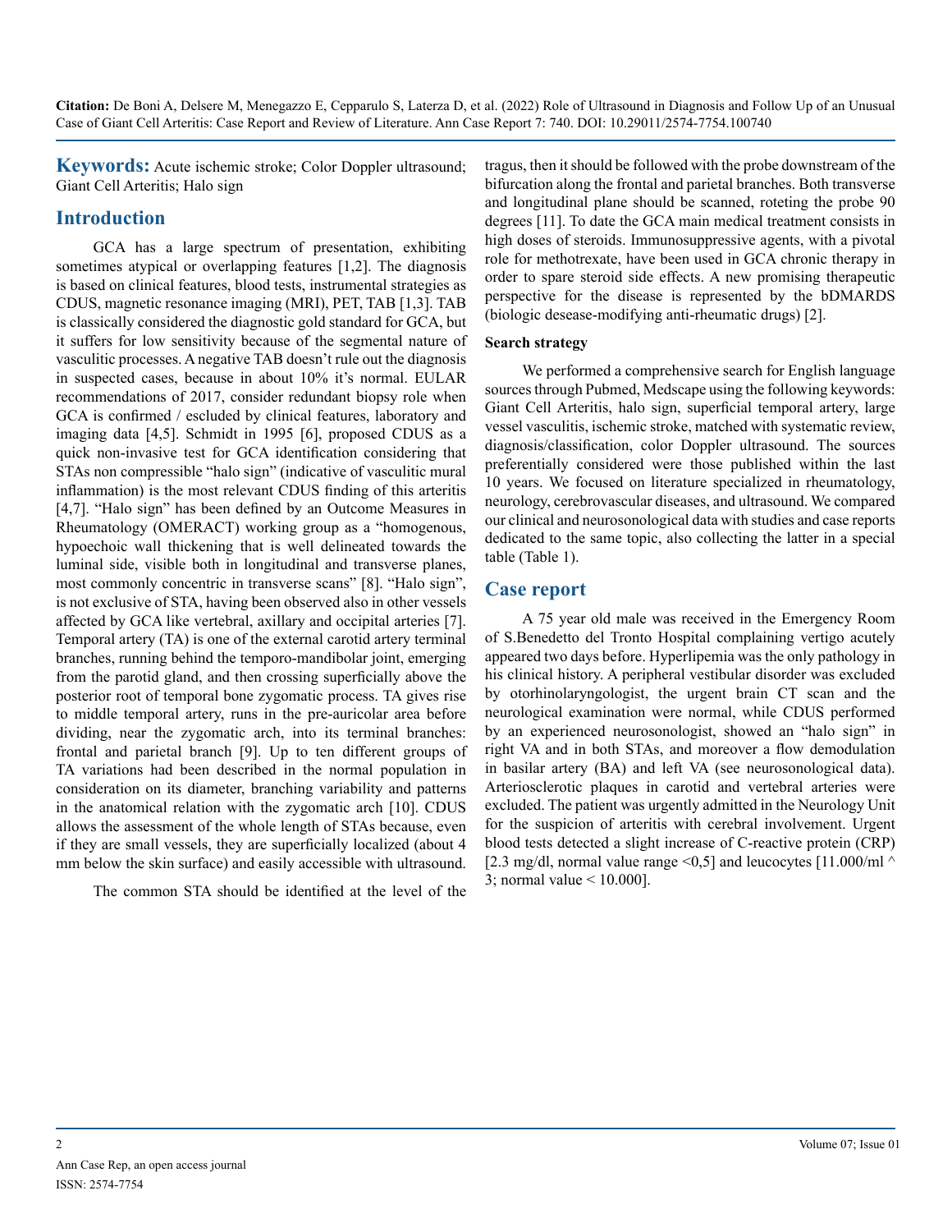**Keywords:** Acute ischemic stroke; Color Doppler ultrasound; Giant Cell Arteritis; Halo sign

## Introduction

GCA has a large spectrum of presentation, exhibiting sometimes atypical or overlapping features [1,2]. The diagnosis is based on clinical features, blood tests, instrumental strategies as CDUS, magnetic resonance imaging (MRI), PET, TAB [1,3]. TAB is classically considered the diagnostic gold standard for GCA, but it suffers for low sensitivity because of the segmental nature of vasculitic processes. A negative TAB doesn't rule out the diagnosis in suspected cases, because in about 10% it's normal. EULAR recommendations of 2017, consider redundant biopsy role when GCA is confirmed / escluded by clinical features, laboratory and imaging data [4,5]. Schmidt in 1995 [6], proposed CDUS as a quick non-invasive test for GCA identification considering that STAs non compressible "halo sign" (indicative of vasculitic mural inflammation) is the most relevant CDUS finding of this arteritis [4,7]. "Halo sign" has been defined by an Outcome Measures in Rheumatology (OMERACT) working group as a "homogenous, hypoechoic wall thickening that is well delineated towards the luminal side, visible both in longitudinal and transverse planes, most commonly concentric in transverse scans" [8]. "Halo sign", is not exclusive of STA, having been observed also in other vessels affected by GCA like vertebral, axillary and occipital arteries [7]. Temporal artery (TA) is one of the external carotid artery terminal branches, running behind the temporo-mandibolar joint, emerging from the parotid gland, and then crossing superficially above the posterior root of temporal bone zygomatic process. TA gives rise to middle temporal artery, runs in the pre-auricolar area before dividing, near the zygomatic arch, into its terminal branches: frontal and parietal branch [9]. Up to ten different groups of TA variations had been described in the normal population in consideration on its diameter, branching variability and patterns in the anatomical relation with the zygomatic arch [10]. CDUS allows the assessment of the whole length of STAs because, even if they are small vessels, they are superficially localized (about 4 mm below the skin surface) and easily accessible with ultrasound.

The common STA should be identified at the level of the tragus, then it should be followed with the probe downstream of the bifurcation along the frontal and parietal branches. Both transverse and longitudinal plane should be scanned, roteting the probe 90 degrees [11]. To date the GCA main medical treatment consists in high doses of steroids. Immunosuppressive agents, with a pivotal role for methotrexate, have been used in GCA chronic therapy in order to spare steroid side effects. A new promising therapeutic perspective for the disease is represented by the bDMARDS (biologic desease-modifying anti-rheumatic drugs) [2].

### Search strategy

We performed a comprehensive search for English language sources through Pubmed, Medscape using the following keywords: Giant Cell Arteritis, halo sign, superficial temporal artery, large vessel vasculitis, ischemic stroke, matched with systematic review, diagnosis/classification, color Doppler ultrasound. The sources preferentially considered were those published within the last 10 years. We focused on literature specialized in rheumatology, neurology, cerebrovascular diseases, and ultrasound. We compared our clinical and neurosonological data with studies and case reports dedicated to the same topic, also collecting the latter in a special table (Table 1).

## Case report

A 75 year old male was received in the Emergency Room of S.Benedetto del Tronto Hospital complaining vertigo acutely appeared two days before. Hyperlipemia was the only pathology in his clinical history. A peripheral vestibular disorder was excluded by otorhinolaryngologist, the urgent brain CT scan and the neurological examination were normal, while CDUS performed by an experienced neurosonologist, showed an "halo sign" in right VA and in both STAs, and moreover a flow demodulation in basilar artery (BA) and left VA (see neurosonological data). Arteriosclerotic plaques in carotid and vertebral arteries were excluded. The patient was urgently admitted in the Neurology Unit for the suspicion of arteritis with cerebral involvement. Urgent blood tests detected a slight increase of C-reactive protein (CRP) [2.3 mg/dl, normal value range <0,5] and leucocytes [11.000/ml ^ 3; normal value < 10.000].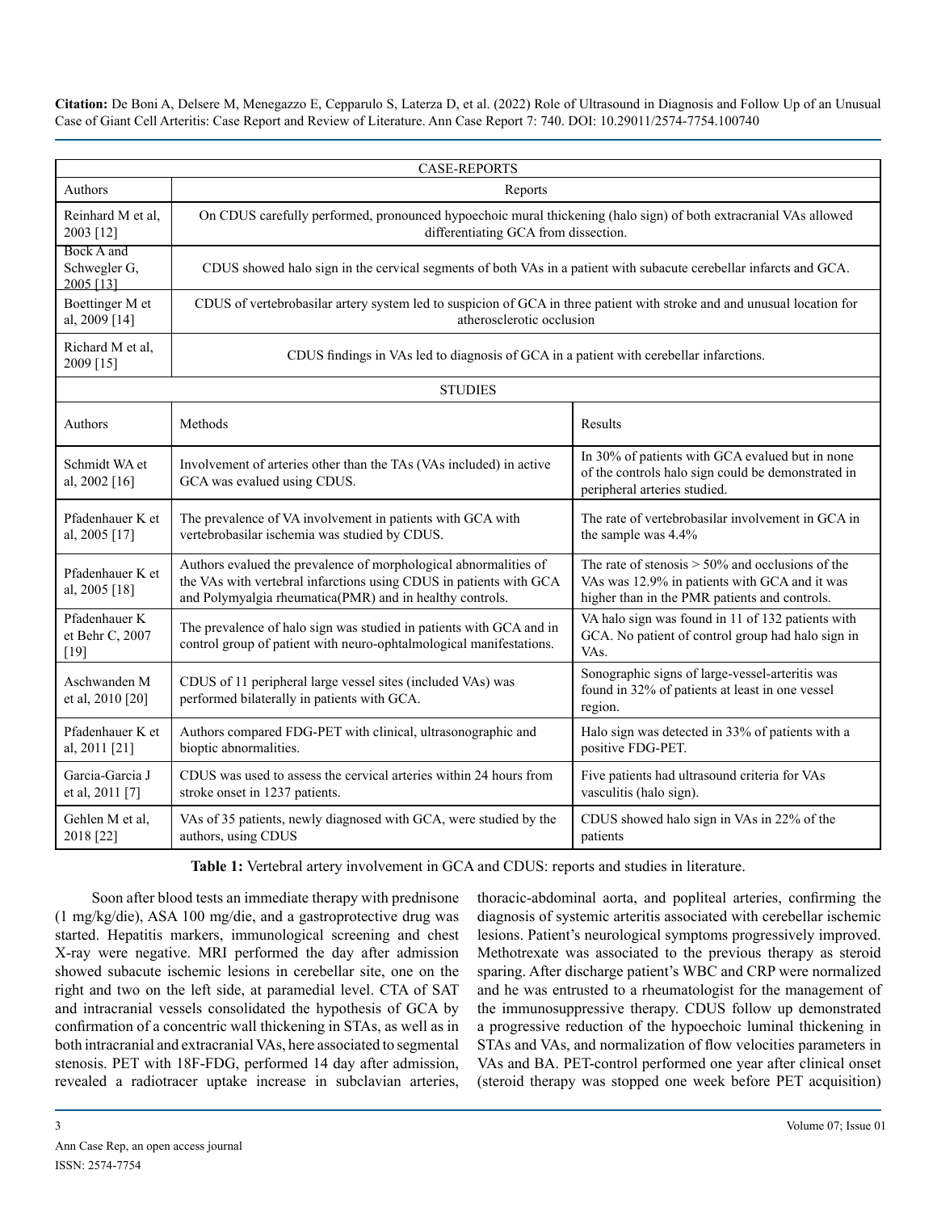| CASE-REPORTS | | |
|---|---|---|
| Authors | Reports | |
| Reinhard M et al, 2003 [12] | On CDUS carefully performed, pronounced hypoechoic mural thickening (halo sign) of both extracranial VAs allowed differentiating GCA from dissection. | |
| Bock A and Schwegler G, 2005 [13] | CDUS showed halo sign in the cervical segments of both VAs in a patient with subacute cerebellar infarcts and GCA. | |
| Boettinger M et al, 2009 [14] | CDUS of vertebrobasilar artery system led to suspicion of GCA in three patient with stroke and and unusual location for atherosclerotic occlusion | |
| Richard M et al, 2009 [15] | CDUS findings in VAs led to diagnosis of GCA in a patient with cerebellar infarctions. | |
| STUDIES | | |
| Authors | Methods | Results |
| Schmidt WA et al, 2002 [16] | Involvement of arteries other than the TAs (VAs included) in active GCA was evalued using CDUS. | In 30% of patients with GCA evalued but in none of the controls halo sign could be demonstrated in peripheral arteries studied. |
| Pfadenhauer K et al, 2005 [17] | The prevalence of VA involvement in patients with GCA with vertebrobasilar ischemia was studied by CDUS. | The rate of vertebrobasilar involvement in GCA in the sample was 4.4% |
| Pfadenhauer K et al, 2005 [18] | Authors evalued the prevalence of morphological abnormalities of the VAs with vertebral infarctions using CDUS in patients with GCA and Polymyalgia rheumatica(PMR) and in healthy controls. | The rate of stenosis > 50% and occlusions of the VAs was 12.9% in patients with GCA and it was higher than in the PMR patients and controls. |
| Pfadenhauer K et Behr C, 2007 [19] | The prevalence of halo sign was studied in patients with GCA and in control group of patient with neuro-ophtalmological manifestations. | VA halo sign was found in 11 of 132 patients with GCA. No patient of control group had halo sign in VAs. |
| Aschwanden M et al, 2010 [20] | CDUS of 11 peripheral large vessel sites (included VAs) was performed bilaterally in patients with GCA. | Sonographic signs of large-vessel-arteritis was found in 32% of patients at least in one vessel region. |
| Pfadenhauer K et al, 2011 [21] | Authors compared FDG-PET with clinical, ultrasonographic and bioptic abnormalities. | Halo sign was detected in 33% of patients with a positive FDG-PET. |
| Garcia-Garcia J et al, 2011 [7] | CDUS was used to assess the cervical arteries within 24 hours from stroke onset in 1237 patients. | Five patients had ultrasound criteria for VAs vasculitis (halo sign). |
| Gehlen M et al, 2018 [22] | VAs of 35 patients, newly diagnosed with GCA, were studied by the authors, using CDUS | CDUS showed halo sign in VAs in 22% of the patients |

**Table 1:** Vertebral artery involvement in GCA and CDUS: reports and studies in literature.

Soon after blood tests an immediate therapy with prednisone (1 mg/kg/die), ASA 100 mg/die, and a gastroprotective drug was started. Hepatitis markers, immunological screening and chest X-ray were negative. MRI performed the day after admission showed subacute ischemic lesions in cerebellar site, one on the right and two on the left side, at paramedial level. CTA of SAT and intracranial vessels consolidated the hypothesis of GCA by confirmation of a concentric wall thickening in STAs, as well as in both intracranial and extracranial VAs, here associated to segmental stenosis. PET with 18F-FDG, performed 14 day after admission, revealed a radiotracer uptake increase in subclavian arteries, thoracic-abdominal aorta, and popliteal arteries, confirming the diagnosis of systemic arteritis associated with cerebellar ischemic lesions. Patient's neurological symptoms progressively improved. Methotrexate was associated to the previous therapy as steroid sparing. After discharge patient's WBC and CRP were normalized and he was entrusted to a rheumatologist for the management of the immunosuppressive therapy. CDUS follow up demonstrated a progressive reduction of the hypoechoic luminal thickening in STAs and VAs, and normalization of flow velocities parameters in VAs and BA. PET-control performed one year after clinical onset (steroid therapy was stopped one week before PET acquisition)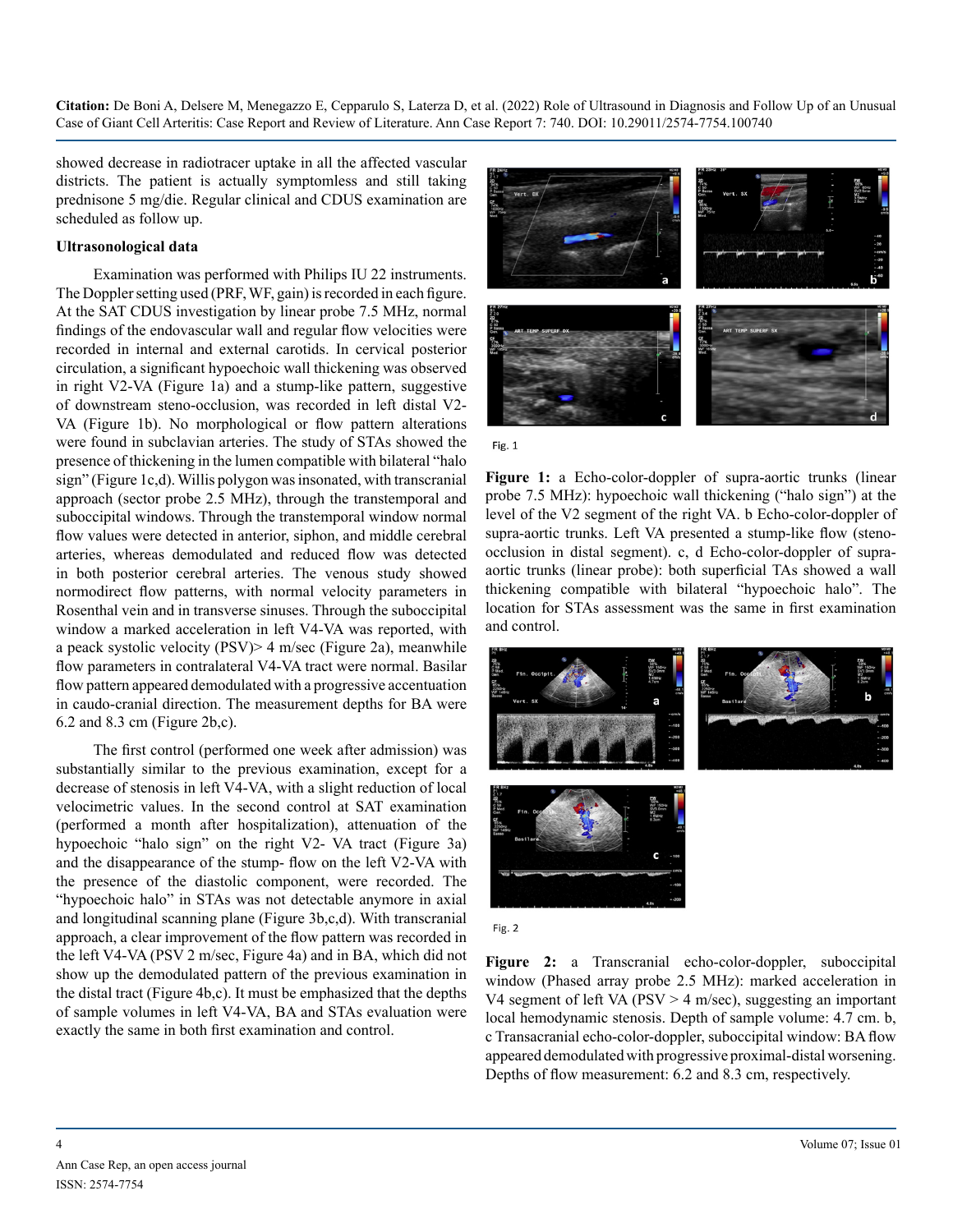showed decrease in radiotracer uptake in all the affected vascular districts. The patient is actually symptomless and still taking prednisone 5 mg/die. Regular clinical and CDUS examination are scheduled as follow up.

**Ultrasonological data**

Examination was performed with Philips IU 22 instruments. The Doppler setting used (PRF, WF, gain) is recorded in each figure. At the SAT CDUS investigation by linear probe 7.5 MHz, normal findings of the endovascular wall and regular flow velocities were recorded in internal and external carotids. In cervical posterior circulation, a significant hypoechoic wall thickening was observed in right V2-VA (Figure 1a) and a stump-like pattern, suggestive of downstream steno-occlusion, was recorded in left distal V2-VA (Figure 1b). No morphological or flow pattern alterations were found in subclavian arteries. The study of STAs showed the presence of thickening in the lumen compatible with bilateral "halo sign" (Figure 1c,d). Willis polygon was insonated, with transcranial approach (sector probe 2.5 MHz), through the transtemporal and suboccipital windows. Through the transtemporal window normal flow values were detected in anterior, siphon, and middle cerebral arteries, whereas demodulated and reduced flow was detected in both posterior cerebral arteries. The venous study showed normodirect flow patterns, with normal velocity parameters in Rosenthal vein and in transverse sinuses. Through the suboccipital window a marked acceleration in left V4-VA was reported, with a peack systolic velocity (PSV)> 4 m/sec (Figure 2a), meanwhile flow parameters in contralateral V4-VA tract were normal. Basilar flow pattern appeared demodulated with a progressive accentuation in caudo-cranial direction. The measurement depths for BA were 6.2 and 8.3 cm (Figure 2b,c).

The first control (performed one week after admission) was substantially similar to the previous examination, except for a decrease of stenosis in left V4-VA, with a slight reduction of local velocimetric values. In the second control at SAT examination (performed a month after hospitalization), attenuation of the hypoechoic "halo sign" on the right V2- VA tract (Figure 3a) and the disappearance of the stump- flow on the left V2-VA with the presence of the diastolic component, were recorded. The "hypoechoic halo" in STAs was not detectable anymore in axial and longitudinal scanning plane (Figure 3b,c,d). With transcranial approach, a clear improvement of the flow pattern was recorded in the left V4-VA (PSV 2 m/sec, Figure 4a) and in BA, which did not show up the demodulated pattern of the previous examination in the distal tract (Figure 4b,c). It must be emphasized that the depths of sample volumes in left V4-VA, BA and STAs evaluation were exactly the same in both first examination and control.

Fig. 1

**Figure 1:** a Echo-color-doppler of supra-aortic trunks (linear probe 7.5 MHz): hypoechoic wall thickening ("halo sign") at the level of the V2 segment of the right VA. b Echo-color-doppler of supra-aortic trunks. Left VA presented a stump-like flow (steno-occlusion in distal segment). c, d Echo-color-doppler of supra-aortic trunks (linear probe): both superficial TAs showed a wall thickening compatible with bilateral "hypoechoic halo". The location for STAs assessment was the same in first examination and control.

Fig. 2

**Figure 2:** a Transcranial echo-color-doppler, suboccipital window (Phased array probe 2.5 MHz): marked acceleration in V4 segment of left VA (PSV > 4 m/sec), suggesting an important local hemodynamic stenosis. Depth of sample volume: 4.7 cm. b, c Transacranial echo-color-doppler, suboccipital window: BA flow appeared demodulated with progressive proximal-distal worsening. Depths of flow measurement: 6.2 and 8.3 cm, respectively.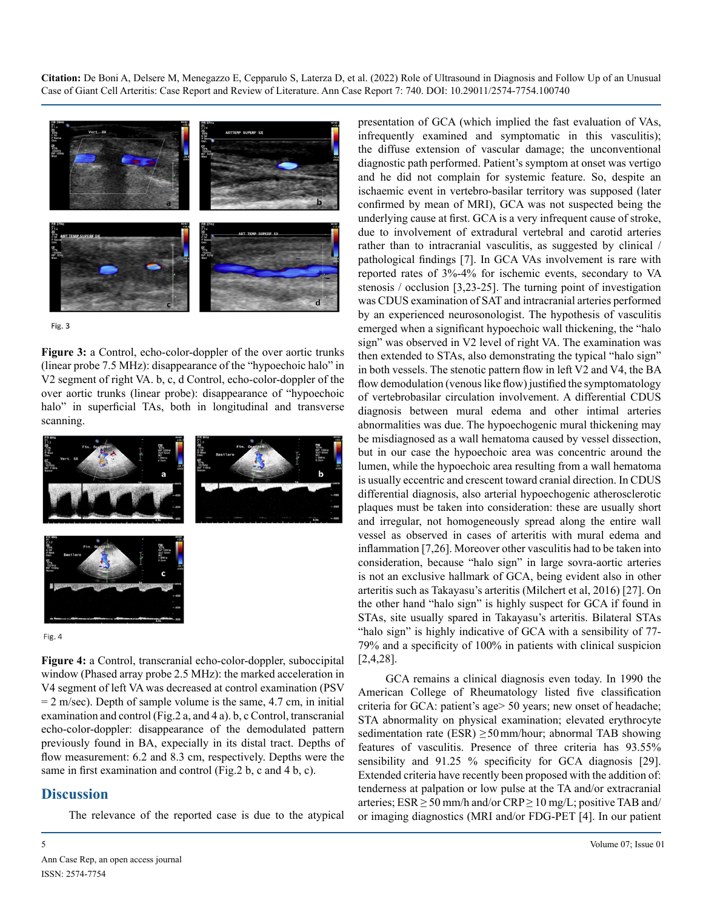Fig. 3

**Figure 3:** a Control, echo-color-doppler of the over aortic trunks (linear probe 7.5 MHz): disappearance of the "hypoechoic halo" in V2 segment of right VA. b, c, d Control, echo-color-doppler of the over aortic trunks (linear probe): disappearance of "hypoechoic halo" in superficial TAs, both in longitudinal and transverse scanning.

Fig. 4

**Figure 4:** a Control, transcranial echo-color-doppler, suboccipital window (Phased array probe 2.5 MHz): the marked acceleration in V4 segment of left VA was decreased at control examination (PSV = 2 m/sec). Depth of sample volume is the same, 4.7 cm, in initial examination and control (Fig.2 a, and 4 a). b, c Control, transcranial echo-color-doppler: disappearance of the demodulated pattern previously found in BA, expecially in its distal tract. Depths of flow measurement: 6.2 and 8.3 cm, respectively. Depths were the same in first examination and control (Fig.2 b, c and 4 b, c).

## Discussion

The relevance of the reported case is due to the atypical presentation of GCA (which implied the fast evaluation of VAs, infrequently examined and symptomatic in this vasculitis); the diffuse extension of vascular damage; the unconventional diagnostic path performed. Patient's symptom at onset was vertigo and he did not complain for systemic feature. So, despite an ischaemic event in vertebro-basilar territory was supposed (later confirmed by mean of MRI), GCA was not suspected being the underlying cause at first. GCA is a very infrequent cause of stroke, due to involvement of extradural vertebral and carotid arteries rather than to intracranial vasculitis, as suggested by clinical / pathological findings [7]. In GCA VAs involvement is rare with reported rates of 3%-4% for ischemic events, secondary to VA stenosis / occlusion [3,23-25]. The turning point of investigation was CDUS examination of SAT and intracranial arteries performed by an experienced neurosonologist. The hypothesis of vasculitis emerged when a significant hypoechoic wall thickening, the "halo sign" was observed in V2 level of right VA. The examination was then extended to STAs, also demonstrating the typical "halo sign" in both vessels. The stenotic pattern flow in left V2 and V4, the BA flow demodulation (venous like flow) justified the symptomatology of vertebrobasilar circulation involvement. A differential CDUS diagnosis between mural edema and other intimal arteries abnormalities was due. The hypoechogenic mural thickening may be misdiagnosed as a wall hematoma caused by vessel dissection, but in our case the hypoechoic area was concentric around the lumen, while the hypoechoic area resulting from a wall hematoma is usually eccentric and crescent toward cranial direction. In CDUS differential diagnosis, also arterial hypoechogenic atherosclerotic plaques must be taken into consideration: these are usually short and irregular, not homogeneously spread along the entire wall vessel as observed in cases of arteritis with mural edema and inflammation [7,26]. Moreover other vasculitis had to be taken into consideration, because "halo sign" in large sovra-aortic arteries is not an exclusive hallmark of GCA, being evident also in other arteritis such as Takayasu's arteritis (Milchert et al, 2016) [27]. On the other hand "halo sign" is highly suspect for GCA if found in STAs, site usually spared in Takayasu's arteritis. Bilateral STAs "halo sign" is highly indicative of GCA with a sensibility of 77-79% and a specificity of 100% in patients with clinical suspicion [2,4,28].

GCA remains a clinical diagnosis even today. In 1990 the American College of Rheumatology listed five classification criteria for GCA: patient's age> 50 years; new onset of headache; STA abnormality on physical examination; elevated erythrocyte sedimentation rate (ESR) ≥50 mm/hour; abnormal TAB showing features of vasculitis. Presence of three criteria has 93.55% sensibility and 91.25 % specificity for GCA diagnosis [29]. Extended criteria have recently been proposed with the addition of: tenderness at palpation or low pulse at the TA and/or extracranial arteries; ESR ≥ 50 mm/h and/or CRP ≥ 10 mg/L; positive TAB and/or imaging diagnostics (MRI and/or FDG-PET [4]. In our patient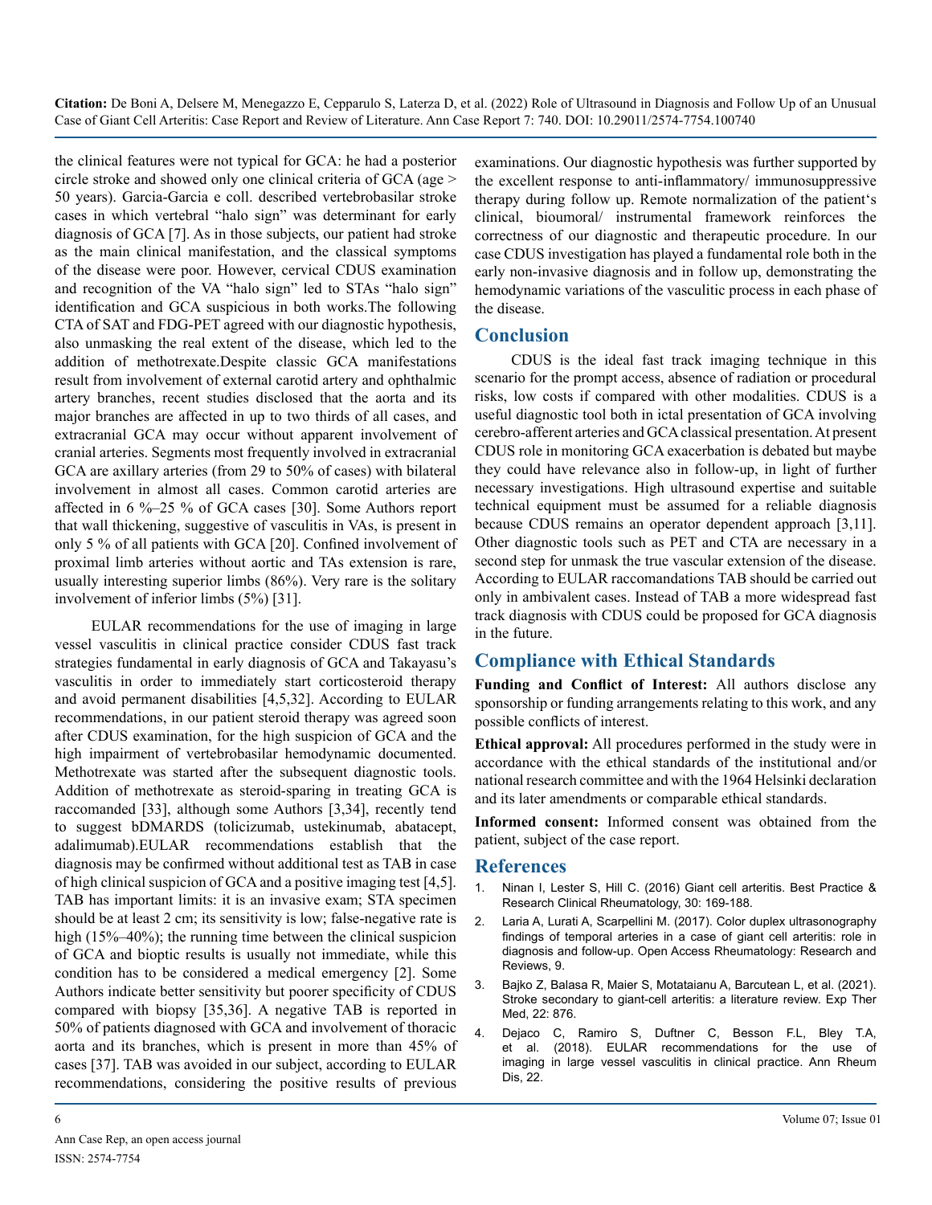the clinical features were not typical for GCA: he had a posterior circle stroke and showed only one clinical criteria of GCA (age > 50 years). Garcia-Garcia e coll. described vertebrobasilar stroke cases in which vertebral "halo sign" was determinant for early diagnosis of GCA [7]. As in those subjects, our patient had stroke as the main clinical manifestation, and the classical symptoms of the disease were poor. However, cervical CDUS examination and recognition of the VA "halo sign" led to STAs "halo sign" identification and GCA suspicious in both works.The following CTA of SAT and FDG-PET agreed with our diagnostic hypothesis, also unmasking the real extent of the disease, which led to the addition of methotrexate.Despite classic GCA manifestations result from involvement of external carotid artery and ophthalmic artery branches, recent studies disclosed that the aorta and its major branches are affected in up to two thirds of all cases, and extracranial GCA may occur without apparent involvement of cranial arteries. Segments most frequently involved in extracranial GCA are axillary arteries (from 29 to 50% of cases) with bilateral involvement in almost all cases. Common carotid arteries are affected in 6 %–25 % of GCA cases [30]. Some Authors report that wall thickening, suggestive of vasculitis in VAs, is present in only 5 % of all patients with GCA [20]. Confined involvement of proximal limb arteries without aortic and TAs extension is rare, usually interesting superior limbs (86%). Very rare is the solitary involvement of inferior limbs (5%) [31].

EULAR recommendations for the use of imaging in large vessel vasculitis in clinical practice consider CDUS fast track strategies fundamental in early diagnosis of GCA and Takayasu's vasculitis in order to immediately start corticosteroid therapy and avoid permanent disabilities [4,5,32]. According to EULAR recommendations, in our patient steroid therapy was agreed soon after CDUS examination, for the high suspicion of GCA and the high impairment of vertebrobasilar hemodynamic documented. Methotrexate was started after the subsequent diagnostic tools. Addition of methotrexate as steroid-sparing in treating GCA is raccomanded [33], although some Authors [3,34], recently tend to suggest bDMARDS (tolicizumab, ustekinumab, abatacept, adalimumab).EULAR recommendations establish that the diagnosis may be confirmed without additional test as TAB in case of high clinical suspicion of GCA and a positive imaging test [4,5]. TAB has important limits: it is an invasive exam; STA specimen should be at least 2 cm; its sensitivity is low; false-negative rate is high (15%–40%); the running time between the clinical suspicion of GCA and bioptic results is usually not immediate, while this condition has to be considered a medical emergency [2]. Some Authors indicate better sensitivity but poorer specificity of CDUS compared with biopsy [35,36]. A negative TAB is reported in 50% of patients diagnosed with GCA and involvement of thoracic aorta and its branches, which is present in more than 45% of cases [37]. TAB was avoided in our subject, according to EULAR recommendations, considering the positive results of previous examinations. Our diagnostic hypothesis was further supported by the excellent response to anti-inflammatory/ immunosuppressive therapy during follow up. Remote normalization of the patient's clinical, bioumoral/ instrumental framework reinforces the correctness of our diagnostic and therapeutic procedure. In our case CDUS investigation has played a fundamental role both in the early non-invasive diagnosis and in follow up, demonstrating the hemodynamic variations of the vasculitic process in each phase of the disease.

## Conclusion

CDUS is the ideal fast track imaging technique in this scenario for the prompt access, absence of radiation or procedural risks, low costs if compared with other modalities. CDUS is a useful diagnostic tool both in ictal presentation of GCA involving cerebro-afferent arteries and GCA classical presentation. At present CDUS role in monitoring GCA exacerbation is debated but maybe they could have relevance also in follow-up, in light of further necessary investigations. High ultrasound expertise and suitable technical equipment must be assumed for a reliable diagnosis because CDUS remains an operator dependent approach [3,11]. Other diagnostic tools such as PET and CTA are necessary in a second step for unmask the true vascular extension of the disease. According to EULAR raccomandations TAB should be carried out only in ambivalent cases. Instead of TAB a more widespread fast track diagnosis with CDUS could be proposed for GCA diagnosis in the future.

## Compliance with Ethical Standards

**Funding and Conflict of Interest:** All authors disclose any sponsorship or funding arrangements relating to this work, and any possible conflicts of interest.

**Ethical approval:** All procedures performed in the study were in accordance with the ethical standards of the institutional and/or national research committee and with the 1964 Helsinki declaration and its later amendments or comparable ethical standards.

**Informed consent:** Informed consent was obtained from the patient, subject of the case report.

## References

1. Ninan I, Lester S, Hill C. (2016) Giant cell arteritis. Best Practice & Research Clinical Rheumatology, 30: 169-188.
2. Laria A, Lurati A, Scarpellini M. (2017). Color duplex ultrasonography findings of temporal arteries in a case of giant cell arteritis: role in diagnosis and follow-up. Open Access Rheumatology: Research and Reviews, 9.
3. Bajko Z, Balasa R, Maier S, Motataianu A, Barcutean L, et al. (2021). Stroke secondary to giant-cell arteritis: a literature review. Exp Ther Med, 22: 876.
4. Dejaco C, Ramiro S, Duftner C, Besson F.L, Bley T.A, et al. (2018). EULAR recommendations for the use of imaging in large vessel vasculitis in clinical practice. Ann Rheum Dis, 22.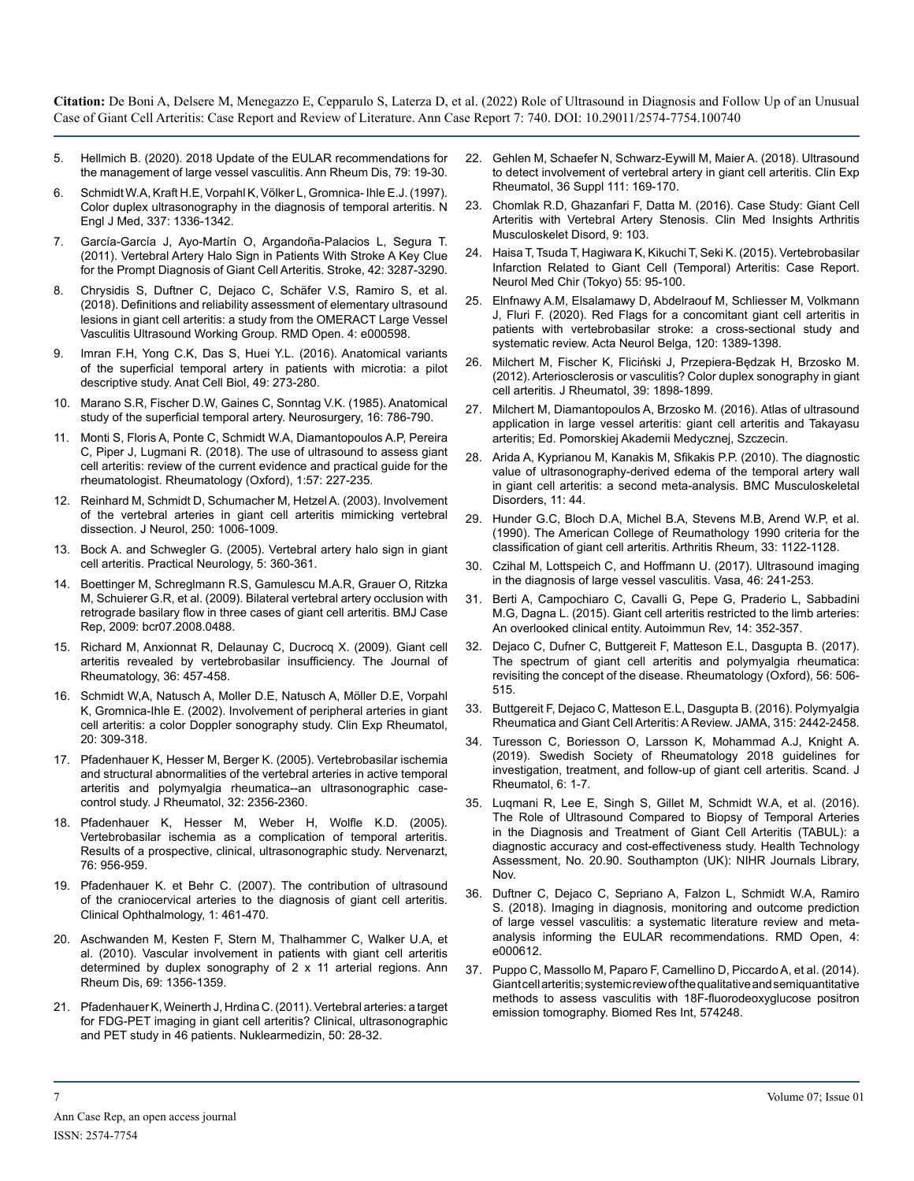5. Hellmich B. (2020). 2018 Update of the EULAR recommendations for the management of large vessel vasculitis. Ann Rheum Dis, 79: 19-30.
6. Schmidt W.A, Kraft H.E, Vorpahl K, Völker L, Gromnica- Ihle E.J. (1997). Color duplex ultrasonography in the diagnosis of temporal arteritis. N Engl J Med, 337: 1336-1342.
7. García-García J, Ayo-Martín O, Argandoña-Palacios L, Segura T. (2011). Vertebral Artery Halo Sign in Patients With Stroke A Key Clue for the Prompt Diagnosis of Giant Cell Arteritis. Stroke, 42: 3287-3290.
8. Chrysidis S, Duftner C, Dejaco C, Schäfer V.S, Ramiro S, et al. (2018). Definitions and reliability assessment of elementary ultrasound lesions in giant cell arteritis: a study from the OMERACT Large Vessel Vasculitis Ultrasound Working Group. RMD Open. 4: e000598.
9. Imran F.H, Yong C.K, Das S, Huei Y.L. (2016). Anatomical variants of the superficial temporal artery in patients with microtia: a pilot descriptive study. Anat Cell Biol, 49: 273-280.
10. Marano S.R, Fischer D.W, Gaines C, Sonntag V.K. (1985). Anatomical study of the superficial temporal artery. Neurosurgery, 16: 786-790.
11. Monti S, Floris A, Ponte C, Schmidt W.A, Diamantopoulos A.P, Pereira C, Piper J, Lugmani R. (2018). The use of ultrasound to assess giant cell arteritis: review of the current evidence and practical guide for the rheumatologist. Rheumatology (Oxford), 1:57: 227-235.
12. Reinhard M, Schmidt D, Schumacher M, Hetzel A. (2003). Involvement of the vertebral arteries in giant cell arteritis mimicking vertebral dissection. J Neurol, 250: 1006-1009.
13. Bock A. and Schwegler G. (2005). Vertebral artery halo sign in giant cell arteritis. Practical Neurology, 5: 360-361.
14. Boettinger M, Schreglmann R.S, Gamulescu M.A.R, Grauer O, Ritzka M, Schuierer G.R, et al. (2009). Bilateral vertebral artery occlusion with retrograde basilary flow in three cases of giant cell arteritis. BMJ Case Rep, 2009: bcr07.2008.0488.
15. Richard M, Anxionnat R, Delaunay C, Ducrocq X. (2009). Giant cell arteritis revealed by vertebrobasilar insufficiency. The Journal of Rheumatology, 36: 457-458.
16. Schmidt W,A, Natusch A, Moller D.E, Natusch A, Möller D.E, Vorpahl K, Gromnica-Ihle E. (2002). Involvement of peripheral arteries in giant cell arteritis: a color Doppler sonography study. Clin Exp Rheumatol, 20: 309-318.
17. Pfadenhauer K, Hesser M, Berger K. (2005). Vertebrobasilar ischemia and structural abnormalities of the vertebral arteries in active temporal arteritis and polymyalgia rheumatica--an ultrasonographic case-control study. J Rheumatol, 32: 2356-2360.
18. Pfadenhauer K, Hesser M, Weber H, Wolfle K.D. (2005). Vertebrobasilar ischemia as a complication of temporal arteritis. Results of a prospective, clinical, ultrasonographic study. Nervenarzt, 76: 956-959.
19. Pfadenhauer K. et Behr C. (2007). The contribution of ultrasound of the craniocervical arteries to the diagnosis of giant cell arteritis. Clinical Ophthalmology, 1: 461-470.
20. Aschwanden M, Kesten F, Stern M, Thalhammer C, Walker U.A, et al. (2010). Vascular involvement in patients with giant cell arteritis determined by duplex sonography of 2 x 11 arterial regions. Ann Rheum Dis, 69: 1356-1359.
21. Pfadenhauer K, Weinerth J, Hrdina C. (2011). Vertebral arteries: a target for FDG-PET imaging in giant cell arteritis? Clinical, ultrasonographic and PET study in 46 patients. Nuklearmedizin, 50: 28-32.
22. Gehlen M, Schaefer N, Schwarz-Eywill M, Maier A. (2018). Ultrasound to detect involvement of vertebral artery in giant cell arteritis. Clin Exp Rheumatol, 36 Suppl 111: 169-170.
23. Chomlak R.D, Ghazanfari F, Datta M. (2016). Case Study: Giant Cell Arteritis with Vertebral Artery Stenosis. Clin Med Insights Arthritis Musculoskelet Disord, 9: 103.
24. Haisa T, Tsuda T, Hagiwara K, Kikuchi T, Seki K. (2015). Vertebrobasilar Infarction Related to Giant Cell (Temporal) Arteritis: Case Report. Neurol Med Chir (Tokyo) 55: 95-100.
25. Elnfnawy A.M, Elsalamawy D, Abdelraouf M, Schliesser M, Volkmann J, Fluri F. (2020). Red Flags for a concomitant giant cell arteritis in patients with vertebrobasilar stroke: a cross-sectional study and systematic review. Acta Neurol Belga, 120: 1389-1398.
26. Milchert M, Fischer K, Fliciński J, Przepiera-Będzak H, Brzosko M. (2012). Arteriosclerosis or vasculitis? Color duplex sonography in giant cell arteritis. J Rheumatol, 39: 1898-1899.
27. Milchert M, Diamantopoulos A, Brzosko M. (2016). Atlas of ultrasound application in large vessel arteritis: giant cell arteritis and Takayasu arteritis; Ed. Pomorskiej Akademii Medycznej, Szczecin.
28. Arida A, Kyprianou M, Kanakis M, Sfikakis P.P. (2010). The diagnostic value of ultrasonography-derived edema of the temporal artery wall in giant cell arteritis: a second meta-analysis. BMC Musculoskeletal Disorders, 11: 44.
29. Hunder G.C, Bloch D.A, Michel B.A, Stevens M.B, Arend W.P, et al. (1990). The American College of Reumathology 1990 criteria for the classification of giant cell arteritis. Arthritis Rheum, 33: 1122-1128.
30. Czihal M, Lottspeich C, and Hoffmann U. (2017). Ultrasound imaging in the diagnosis of large vessel vasculitis. Vasa, 46: 241-253.
31. Berti A, Campochiaro C, Cavalli G, Pepe G, Praderio L, Sabbadini M.G, Dagna L. (2015). Giant cell arteritis restricted to the limb arteries: An overlooked clinical entity. Autoimmun Rev, 14: 352-357.
32. Dejaco C, Dufner C, Buttgereit F, Matteson E.L, Dasgupta B. (2017). The spectrum of giant cell arteritis and polymyalgia rheumatica: revisiting the concept of the disease. Rheumatology (Oxford), 56: 506-515.
33. Buttgereit F, Dejaco C, Matteson E.L, Dasgupta B. (2016). Polymyalgia Rheumatica and Giant Cell Arteritis: A Review. JAMA, 315: 2442-2458.
34. Turesson C, Boriesson O, Larsson K, Mohammad A.J, Knight A. (2019). Swedish Society of Rheumatology 2018 guidelines for investigation, treatment, and follow-up of giant cell arteritis. Scand. J Rheumatol, 6: 1-7.
35. Luqmani R, Lee E, Singh S, Gillet M, Schmidt W.A, et al. (2016). The Role of Ultrasound Compared to Biopsy of Temporal Arteries in the Diagnosis and Treatment of Giant Cell Arteritis (TABUL): a diagnostic accuracy and cost-effectiveness study. Health Technology Assessment, No. 20.90. Southampton (UK): NIHR Journals Library, Nov.
36. Duftner C, Dejaco C, Sepriano A, Falzon L, Schmidt W.A, Ramiro S. (2018). Imaging in diagnosis, monitoring and outcome prediction of large vessel vasculitis: a systematic literature review and meta-analysis informing the EULAR recommendations. RMD Open, 4: e000612.
37. Puppo C, Massollo M, Paparo F, Camellino D, Piccardo A, et al. (2014). Giant cell arteritis; systemic review of the qualitative and semiquantitative methods to assess vasculitis with 18F-fluorodeoxyglucose positron emission tomography. Biomed Res Int, 574248.